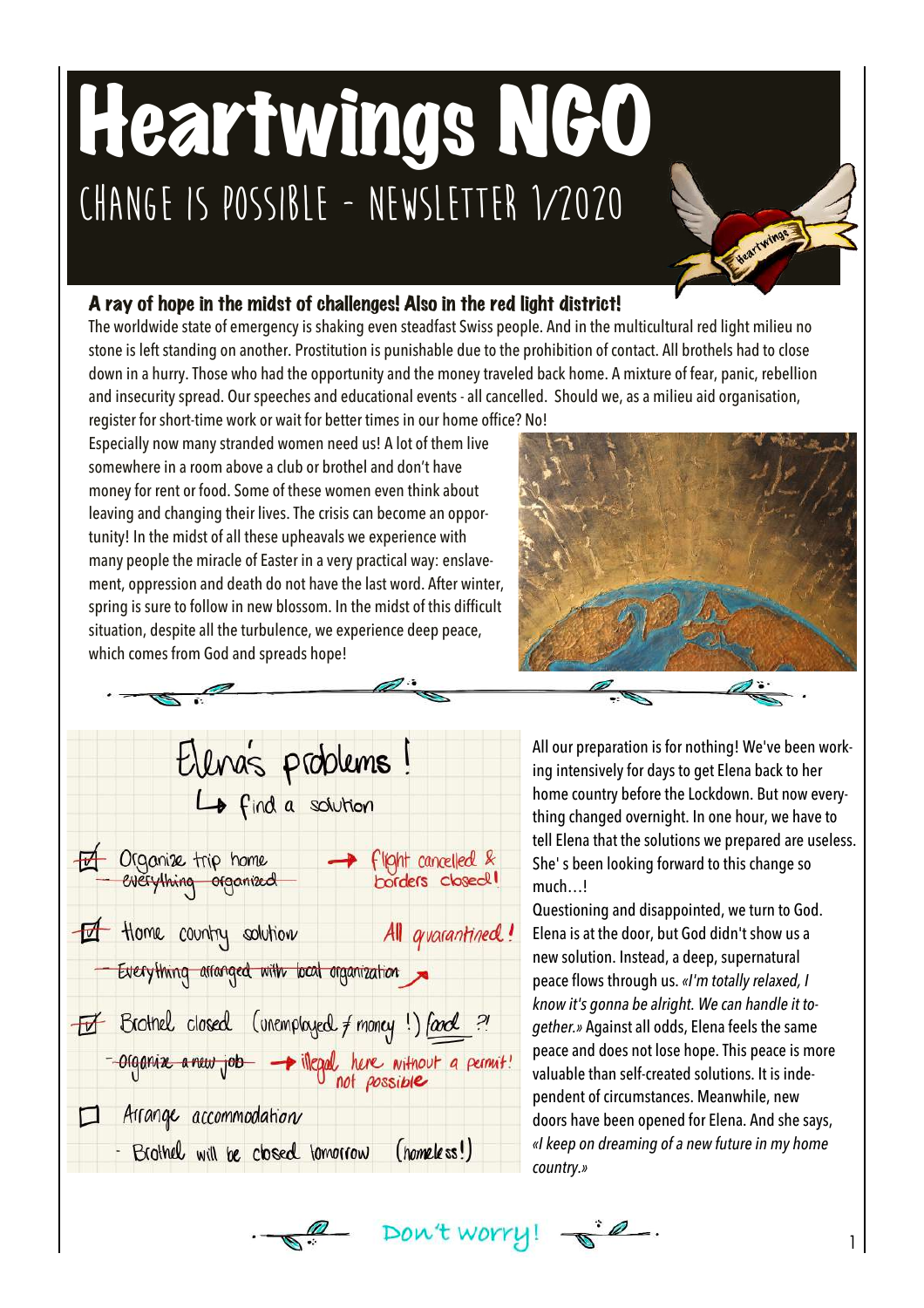# Heartwings NGO

## CHANGE IS POSSIBLE - NEWSLETTER 1/2020

### A ray of hope in the midst of challenges! Also in the red light district!

The worldwide state of emergency is shaking even steadfast Swiss people. And in the multicultural red light milieu no stone is left standing on another. Prostitution is punishable due to the prohibition of contact. All brothels had to close down in a hurry. Those who had the opportunity and the money traveled back home. A mixture of fear, panic, rebellion and insecurity spread. Our speeches and educational events - all cancelled. Should we, as a milieu aid organisation, register for short-time work or wait for better times in our home office? No!

Especially now many stranded women need us! A lot of them live somewhere in a room above a club or brothel and don't have money for rent or food. Some of these women even think about leaving and changing their lives. The crisis can become an opportunity! In the midst of all these upheavals we experience with many people the miracle of Easter in a very practical way: enslavement, oppression and death do not have the last word. After winter, spring is sure to follow in new blossom. In the midst of this difficult situation, despite all the turbulence, we experience deep peace, which comes from God and spreads hope!

**Elena's problems!**
↳ find a solution

- ☑ Organize trip home → flight cancelled & borders closed!
  - ~~everything organized~~
- ☑ Home country solution — All quarantined!
  - ~~Everything arranged with local organization~~ ↗
- ☑ Brothel closed (unemployed ≠ money!) food ?!
  - ~~organize a new job~~ → illegal here without a permit! not possible
- ☐ Arrange accommodation
  - Brothel will be closed tomorrow (homeless!)

All our preparation is for nothing! We've been working intensively for days to get Elena back to her home country before the Lockdown. But now everything changed overnight. In one hour, we have to tell Elena that the solutions we prepared are useless. She' s been looking forward to this change so much…!

Questioning and disappointed, we turn to God. Elena is at the door, but God didn't show us a new solution. Instead, a deep, supernatural peace flows through us. *«I'm totally relaxed, I know it's gonna be alright. We can handle it together.»* Against all odds, Elena feels the same peace and does not lose hope. This peace is more valuable than self-created solutions. It is independent of circumstances. Meanwhile, new doors have been opened for Elena. And she says, *«I keep on dreaming of a new future in my home country.»*

Don't worry!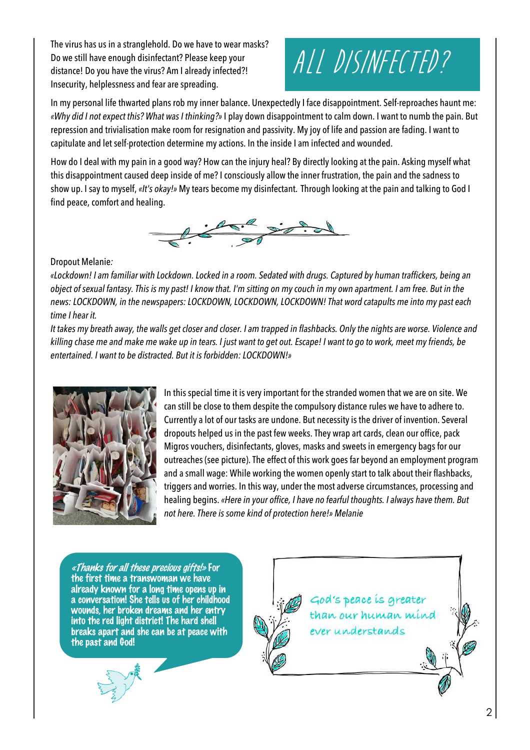# ALL DISINFECTED?

The virus has us in a stranglehold. Do we have to wear masks? Do we still have enough disinfectant? Please keep your distance! Do you have the virus? Am I already infected?! Insecurity, helplessness and fear are spreading.

In my personal life thwarted plans rob my inner balance. Unexpectedly I face disappointment. Self-reproaches haunt me: *«Why did I not expect this? What was I thinking?»* I play down disappointment to calm down. I want to numb the pain. But repression and trivialisation make room for resignation and passivity. My joy of life and passion are fading. I want to capitulate and let self-protection determine my actions. In the inside I am infected and wounded.

How do I deal with my pain in a good way? How can the injury heal? By directly looking at the pain. Asking myself what this disappointment caused deep inside of me? I consciously allow the inner frustration, the pain and the sadness to show up. I say to myself, *«It's okay!»* My tears become my disinfectant. Through looking at the pain and talking to God I find peace, comfort and healing.

Dropout Melanie:

*«Lockdown! I am familiar with Lockdown. Locked in a room. Sedated with drugs. Captured by human traffickers, being an object of sexual fantasy. This is my past! I know that. I'm sitting on my couch in my own apartment. I am free. But in the news: LOCKDOWN, in the newspapers: LOCKDOWN, LOCKDOWN, LOCKDOWN! That word catapults me into my past each time I hear it.*

*It takes my breath away, the walls get closer and closer. I am trapped in flashbacks. Only the nights are worse. Violence and killing chase me and make me wake up in tears. I just want to get out. Escape! I want to go to work, meet my friends, be entertained. I want to be distracted. But it is forbidden: LOCKDOWN!»*

In this special time it is very important for the stranded women that we are on site. We can still be close to them despite the compulsory distance rules we have to adhere to. Currently a lot of our tasks are undone. But necessity is the driver of invention. Several dropouts helped us in the past few weeks. They wrap art cards, clean our office, pack Migros vouchers, disinfectants, gloves, masks and sweets in emergency bags for our outreaches (see picture). The effect of this work goes far beyond an employment program and a small wage: While working the women openly start to talk about their flashbacks, triggers and worries. In this way, under the most adverse circumstances, processing and healing begins. *«Here in your office, I have no fearful thoughts. I always have them. But not here. There is some kind of protection here!» Melanie*

***«Thanks for all these precious gifts!»*** **For the first time a transwoman we have already known for a long time opens up in a conversation! She tells us of her childhood wounds, her broken dreams and her entry into the red light district! The hard shell breaks apart and she can be at peace with the past and God!**

God's peace is greater than our human mind ever understands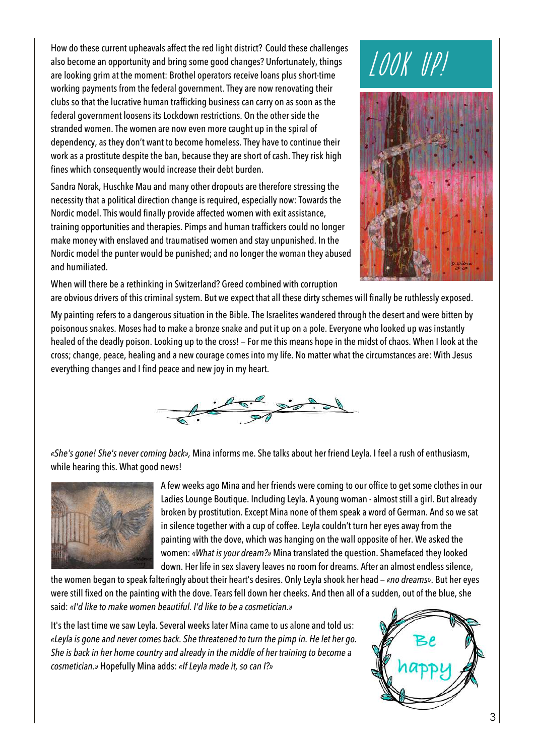How do these current upheavals affect the red light district? Could these challenges also become an opportunity and bring some good changes? Unfortunately, things are looking grim at the moment: Brothel operators receive loans plus short-time working payments from the federal government. They are now renovating their clubs so that the lucrative human trafficking business can carry on as soon as the federal government loosens its Lockdown restrictions. On the other side the stranded women. The women are now even more caught up in the spiral of dependency, as they don't want to become homeless. They have to continue their work as a prostitute despite the ban, because they are short of cash. They risk high fines which consequently would increase their debt burden.

Sandra Norak, Huschke Mau and many other dropouts are therefore stressing the necessity that a political direction change is required, especially now: Towards the Nordic model. This would finally provide affected women with exit assistance, training opportunities and therapies. Pimps and human traffickers could no longer make money with enslaved and traumatised women and stay unpunished. In the Nordic model the punter would be punished; and no longer the woman they abused and humiliated.

When will there be a rethinking in Switzerland? Greed combined with corruption are obvious drivers of this criminal system. But we expect that all these dirty schemes will finally be ruthlessly exposed.

# LOOK UP!

My painting refers to a dangerous situation in the Bible. The Israelites wandered through the desert and were bitten by poisonous snakes. Moses had to make a bronze snake and put it up on a pole. Everyone who looked up was instantly healed of the deadly poison. Looking up to the cross! – For me this means hope in the midst of chaos. When I look at the cross; change, peace, healing and a new courage comes into my life. No matter what the circumstances are: With Jesus everything changes and I find peace and new joy in my heart.

*«She's gone! She's never coming back»,* Mina informs me. She talks about her friend Leyla. I feel a rush of enthusiasm, while hearing this. What good news!

A few weeks ago Mina and her friends were coming to our office to get some clothes in our Ladies Lounge Boutique. Including Leyla. A young woman - almost still a girl. But already broken by prostitution. Except Mina none of them speak a word of German. And so we sat in silence together with a cup of coffee. Leyla couldn't turn her eyes away from the painting with the dove, which was hanging on the wall opposite of her. We asked the women: *«What is your dream?»* Mina translated the question. Shamefaced they looked down. Her life in sex slavery leaves no room for dreams. After an almost endless silence, the women began to speak falteringly about their heart's desires. Only Leyla shook her head – *«no dreams»*. But her eyes were still fixed on the painting with the dove. Tears fell down her cheeks. And then all of a sudden, out of the blue, she said: *«I'd like to make women beautiful. I'd like to be a cosmetician.»*

It's the last time we saw Leyla. Several weeks later Mina came to us alone and told us: *«Leyla is gone and never comes back. She threatened to turn the pimp in. He let her go. She is back in her home country and already in the middle of her training to become a cosmetician.»* Hopefully Mina adds: *«If Leyla made it, so can I?»*

Be happy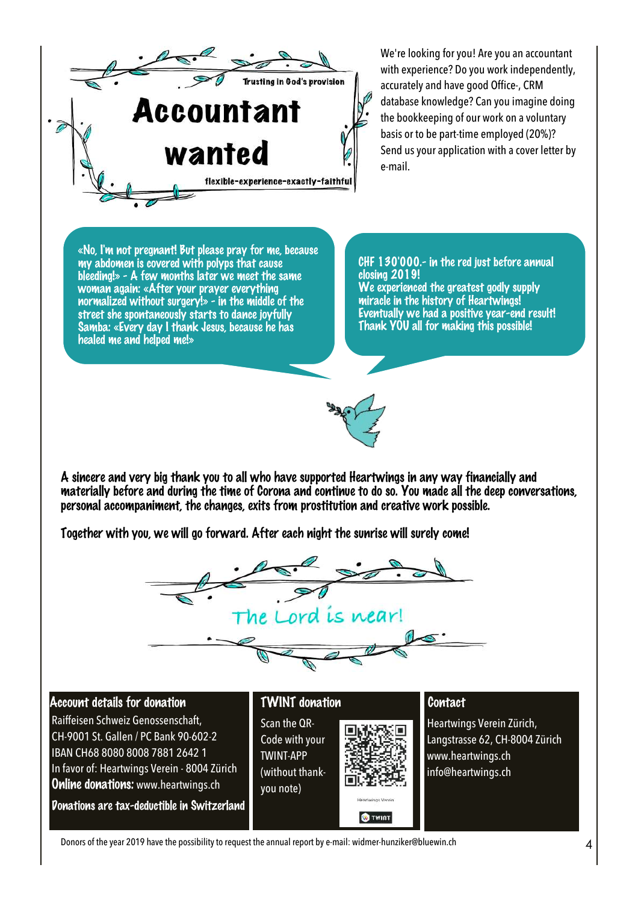Trusting in God's provision

# Accountant wanted

flexible-experience-exactly-faithful

We're looking for you! Are you an accountant with experience? Do you work independently, accurately and have good Office-, CRM database knowledge? Can you imagine doing the bookkeeping of our work on a voluntary basis or to be part-time employed (20%)? Send us your application with a cover letter by e-mail.

«No, I'm not pregnant! But please pray for me, because my abdomen is covered with polyps that cause bleeding!» - A few months later we meet the same woman again: «After your prayer everything normalized without surgery!» - in the middle of the street she spontaneously starts to dance joyfully Samba: «Every day I thank Jesus, because he has healed me and helped me!»

CHF 130'000.- in the red just before annual closing 2019!
We experienced the greatest godly supply miracle in the history of Heartwings!
Eventually we had a positive year-end result!
Thank YOU all for making this possible!

A sincere and very big thank you to all who have supported Heartwings in any way financially and materially before and during the time of Corona and continue to do so. You made all the deep conversations, personal accompaniment, the changes, exits from prostitution and creative work possible.

Together with you, we will go forward. After each night the sunrise will surely come!

The Lord is near!

## Account details for donation

Raiffeisen Schweiz Genossenschaft,
CH-9001 St. Gallen / PC Bank 90-602-2
IBAN CH68 8080 8008 7881 2642 1
In favor of: Heartwings Verein - 8004 Zürich
**Online donations:** www.heartwings.ch
**Donations are tax-deductible in Switzerland**

## TWINT donation

Scan the QR-Code with your TWINT-APP (without thank-you note)

Heartwings Verein

TWINT

## Contact

Heartwings Verein Zürich,
Langstrasse 62, CH-8004 Zürich
www.heartwings.ch
info@heartwings.ch

Donors of the year 2019 have the possibility to request the annual report by e-mail: widmer-hunziker@bluewin.ch